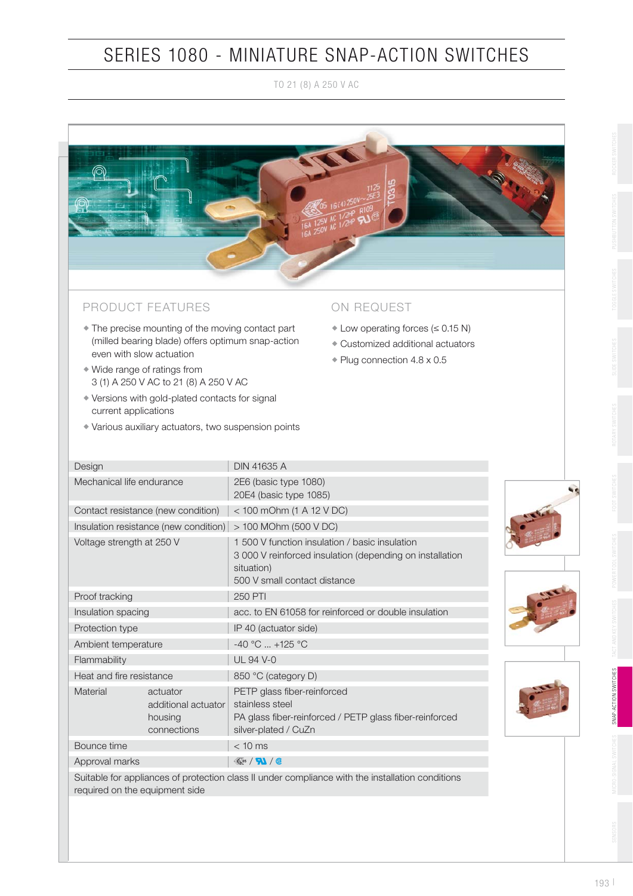# SERIES 1080 - MINIATURE SNAP-ACTION SWITCHES

TO 21 (8) A 250 V AC

## PRODUCT FEATURES

- The precise mounting of the moving contact part (milled bearing blade) offers optimum snap-action even with slow actuation
- Wide range of ratings from 3 (1) A 250 V AC to 21 (8) A 250 V AC
- Versions with gold-plated contacts for signal current applications
- Various auxiliary actuators, two suspension points

## ON REQUEST

- Low operating forces (≤ 0.15 N)
- Customized additional actuators
- Plug connection 4.8 x 0.5

| | | |
|---|---|---|
| Design | | DIN 41635 A |
| Mechanical life endurance | | 2E6 (basic type 1080)<br>20E4 (basic type 1085) |
| Contact resistance (new condition) | | < 100 mOhm (1 A 12 V DC) |
| Insulation resistance (new condition) | | > 100 MOhm (500 V DC) |
| Voltage strength at 250 V | | 1 500 V function insulation / basic insulation<br>3 000 V reinforced insulation (depending on installation situation)<br>500 V small contact distance |
| Proof tracking | | 250 PTI |
| Insulation spacing | | acc. to EN 61058 for reinforced or double insulation |
| Protection type | | IP 40 (actuator side) |
| Ambient temperature | | -40 °C ... +125 °C |
| Flammability | | UL 94 V-0 |
| Heat and fire resistance | | 850 °C (category D) |
| Material | actuator<br>additional actuator<br>housing<br>connections | PETP glass fiber-reinforced<br>stainless steel<br>PA glass fiber-reinforced / PETP glass fiber-reinforced<br>silver-plated / CuZn |
| Bounce time | | < 10 ms |
| Approval marks | | ENEC / UR / CSA |

Suitable for appliances of protection class II under compliance with the installation conditions required on the equipment side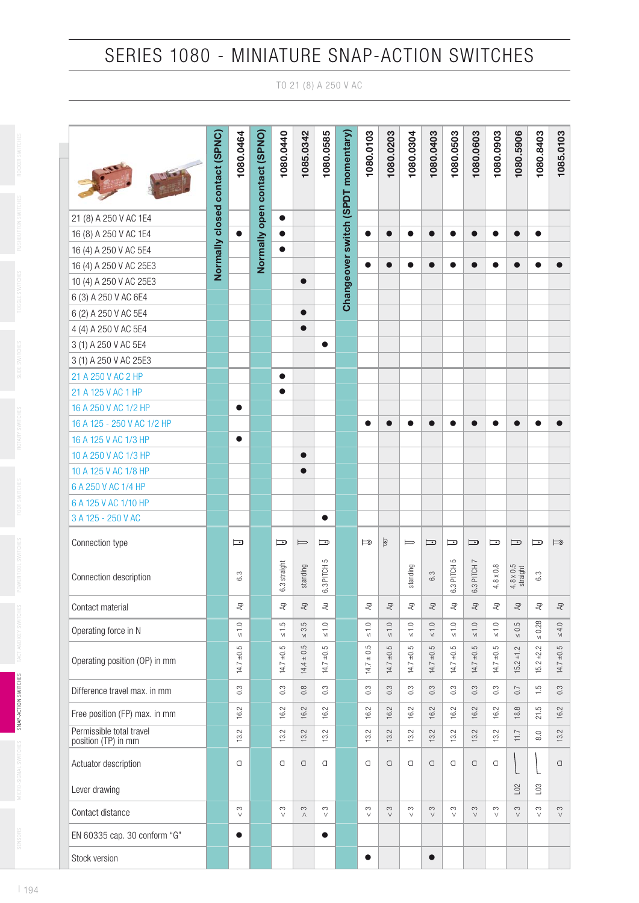# SERIES 1080 - MINIATURE SNAP-ACTION SWITCHES

TO 21 (8) A 250 V AC

| | Normally closed contact (SPNC) | 1080.0464 | Normally open contact (SPNO) | 1080.0440 | 1085.0342 | 1080.0585 | Changeover switch (SPDT momentary) | 1080.0103 | 1080.0203 | 1080.0304 | 1080.0403 | 1080.0503 | 1080.0603 | 1080.0903 | 1080.5906 | 1080.8403 | 1085.0103 |
|---|---|---|---|---|---|---|---|---|---|---|---|---|---|---|---|---|---|
| 21 (8) A 250 V AC 1E4 | | | | ● | | | | | | | | | | | | | |
| 16 (8) A 250 V AC 1E4 | | ● | | ● | | | | ● | ● | ● | ● | ● | ● | ● | ● | ● | |
| 16 (4) A 250 V AC 5E4 | | | | ● | | | | | | | | | | | | | |
| 16 (4) A 250 V AC 25E3 | | | | | | | | ● | ● | ● | ● | ● | ● | ● | ● | ● | ● |
| 10 (4) A 250 V AC 25E3 | | | | | ● | | | | | | | | | | | | |
| 6 (3) A 250 V AC 6E4 | | | | | | | | | | | | | | | | | |
| 6 (2) A 250 V AC 5E4 | | | | | ● | | | | | | | | | | | | |
| 4 (4) A 250 V AC 5E4 | | | | | ● | | | | | | | | | | | | |
| 3 (1) A 250 V AC 5E4 | | | | | | ● | | | | | | | | | | | |
| 3 (1) A 250 V AC 25E3 | | | | | | | | | | | | | | | | | |
| 21 A 250 V AC 2 HP | | | | ● | | | | | | | | | | | | | |
| 21 A 125 V AC 1 HP | | | | ● | | | | | | | | | | | | | |
| 16 A 250 V AC 1/2 HP | | ● | | | | | | | | | | | | | | | |
| 16 A 125 - 250 V AC 1/2 HP | | | | | | | | ● | ● | ● | ● | ● | ● | ● | ● | ● | ● |
| 16 A 125 V AC 1/3 HP | | ● | | | | | | | | | | | | | | | |
| 10 A 250 V AC 1/3 HP | | | | | ● | | | | | | | | | | | | |
| 10 A 125 V AC 1/8 HP | | | | | ● | | | | | | | | | | | | |
| 6 A 250 V AC 1/4 HP | | | | | | | | | | | | | | | | | |
| 6 A 125 V AC 1/10 HP | | | | | | | | | | | | | | | | | |
| 3 A 125 - 250 V AC | | | | | | ● | | | | | | | | | | | |
| Connection type | | | | | | | | | | | | | | | | | |
| Connection description | | 6.3 | | 6.3 straight | standing | 6.3 PITCH 5 | | | | standing | 6.3 | 6.3 PITCH 5 | 6.3 PITCH 7 | 4.8 x 0.8 | 4.8 x 0.5 straight | 6.3 | |
| Contact material | | Ag | | Ag | Ag | Au | | Ag | Ag | Ag | Ag | Ag | Ag | Ag | Ag | Ag | Ag |
| Operating force in N | | ≤ 1.0 | | ≤ 1.5 | ≤ 3.5 | ≤ 1.0 | | ≤ 1.0 | ≤ 1.0 | ≤ 1.0 | ≤ 1.0 | ≤ 1.0 | ≤ 1.0 | ≤ 1.0 | ≤ 0.5 | ≤ 0.28 | ≤ 4.0 |
| Operating position (OP) in mm | | 14.7 ±0.5 | | 14.7 ±0.5 | 14.4 ± 0.5 | 14.7 ±0.5 | | 14.7 ± 0.5 | 14.7 ±0.5 | 14.7 ±0.5 | 14.7 ±0.5 | 14.7 ±0.5 | 14.7 ±0.5 | 14.7 ±0.5 | 15.2 ±1.2 | 15.2 ±2.2 | 14.7 ±0.5 |
| Difference travel max. in mm | | 0.3 | | 0.3 | 0.8 | 0.3 | | 0.3 | 0.3 | 0.3 | 0.3 | 0.3 | 0.3 | 0.3 | 0.7 | 1.5 | 0.3 |
| Free position (FP) max. in mm | | 16.2 | | 16.2 | 16.2 | 16.2 | | 16.2 | 16.2 | 16.2 | 16.2 | 16.2 | 16.2 | 16.2 | 18.8 | 21.5 | 16.2 |
| Permissible total travel position (TP) in mm | | 13.2 | | 13.2 | 13.2 | 13.2 | | 13.2 | 13.2 | 13.2 | 13.2 | 13.2 | 13.2 | 13.2 | 11.7 | 8.0 | 13.2 |
| Actuator description / Lever drawing | | | | | | | | | | | | | | | L02 | L03 | |
| Contact distance | | < 3 | | < 3 | > 3 | < 3 | | < 3 | < 3 | < 3 | < 3 | < 3 | < 3 | < 3 | < 3 | < 3 | < 3 |
| EN 60335 cap. 30 conform "G" | | ● | | | | ● | | | | | | | | | | | |
| Stock version | | | | | | | | ● | | | ● | | | | | | |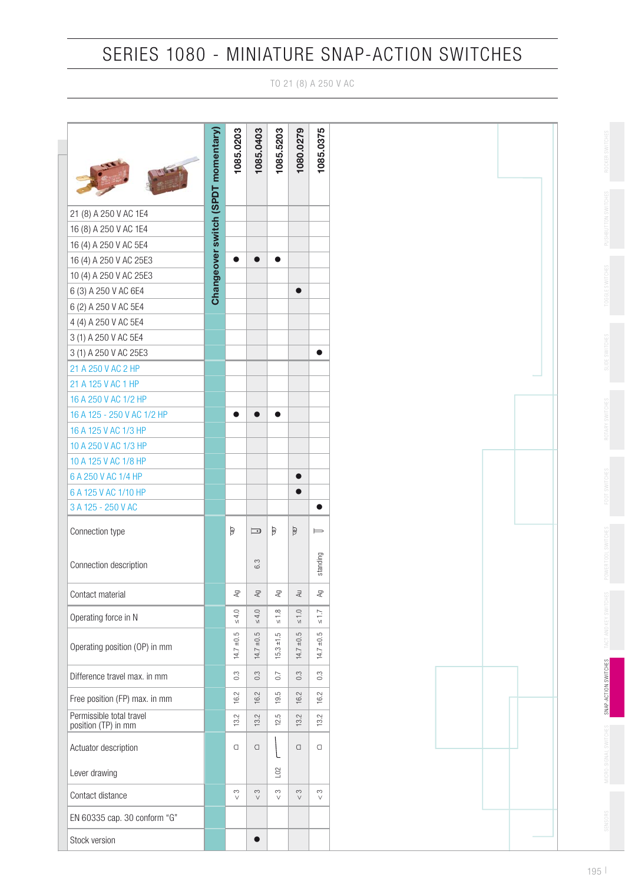# SERIES 1080 - MINIATURE SNAP-ACTION SWITCHES

TO 21 (8) A 250 V AC

| | Changeover switch (SPDT momentary) | 1085.0203 | 1085.0403 | 1085.5203 | 1080.0279 | 1085.0375 |
|---|---|---|---|---|---|---|
| 21 (8) A 250 V AC 1E4 | | | | | | |
| 16 (8) A 250 V AC 1E4 | | | | | | |
| 16 (4) A 250 V AC 5E4 | | | | | | |
| 16 (4) A 250 V AC 25E3 | | ● | ● | ● | | |
| 10 (4) A 250 V AC 25E3 | | | | | | |
| 6 (3) A 250 V AC 6E4 | | | | | ● | |
| 6 (2) A 250 V AC 5E4 | | | | | | |
| 4 (4) A 250 V AC 5E4 | | | | | | |
| 3 (1) A 250 V AC 5E4 | | | | | | |
| 3 (1) A 250 V AC 25E3 | | | | | | ● |
| 21 A 250 V AC 2 HP | | | | | | |
| 21 A 125 V AC 1 HP | | | | | | |
| 16 A 250 V AC 1/2 HP | | | | | | |
| 16 A 125 - 250 V AC 1/2 HP | | ● | ● | ● | | |
| 16 A 125 V AC 1/3 HP | | | | | | |
| 10 A 250 V AC 1/3 HP | | | | | | |
| 10 A 125 V AC 1/8 HP | | | | | | |
| 6 A 250 V AC 1/4 HP | | | | | ● | |
| 6 A 125 V AC 1/10 HP | | | | | ● | |
| 3 A 125 - 250 V AC | | | | | | ● |
| Connection type | | | | | | |
| Connection description | | | 6.3 | | | standing |
| Contact material | | Ag | Ag | Ag | Au | Ag |
| Operating force in N | | ≤ 4.0 | ≤ 4.0 | ≤ 1.8 | ≤ 1.0 | ≤ 1.7 |
| Operating position (OP) in mm | | 14.7 ±0.5 | 14.7 ±0.5 | 15.3 ±1.5 | 14.7 ±0.5 | 14.7 ±0.5 |
| Difference travel max. in mm | | 0.3 | 0.3 | 0.7 | 0.3 | 0.3 |
| Free position (FP) max. in mm | | 16.2 | 16.2 | 19.5 | 16.2 | 16.2 |
| Permissible total travel position (TP) in mm | | 13.2 | 13.2 | 12.5 | 13.2 | 13.2 |
| Actuator description | | | | | | |
| Lever drawing | | | | L02 | | |
| Contact distance | | < 3 | < 3 | < 3 | < 3 | < 3 |
| EN 60335 cap. 30 conform "G" | | | | | | |
| Stock version | | | ● | | | |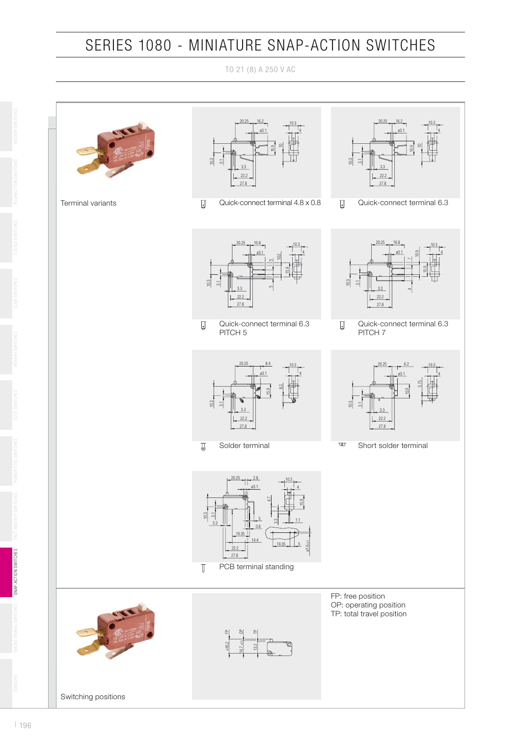# SERIES 1080 - MINIATURE SNAP-ACTION SWITCHES

TO 21 (8) A 250 V AC

Terminal variants

Quick-connect terminal 4.8 x 0.8

Quick-connect terminal 6.3

Quick-connect terminal 6.3
PITCH 5

Quick-connect terminal 6.3
PITCH 7

Solder terminal

Short solder terminal

PCB terminal standing

Switching positions

FP: free position
OP: operating position
TP: total travel position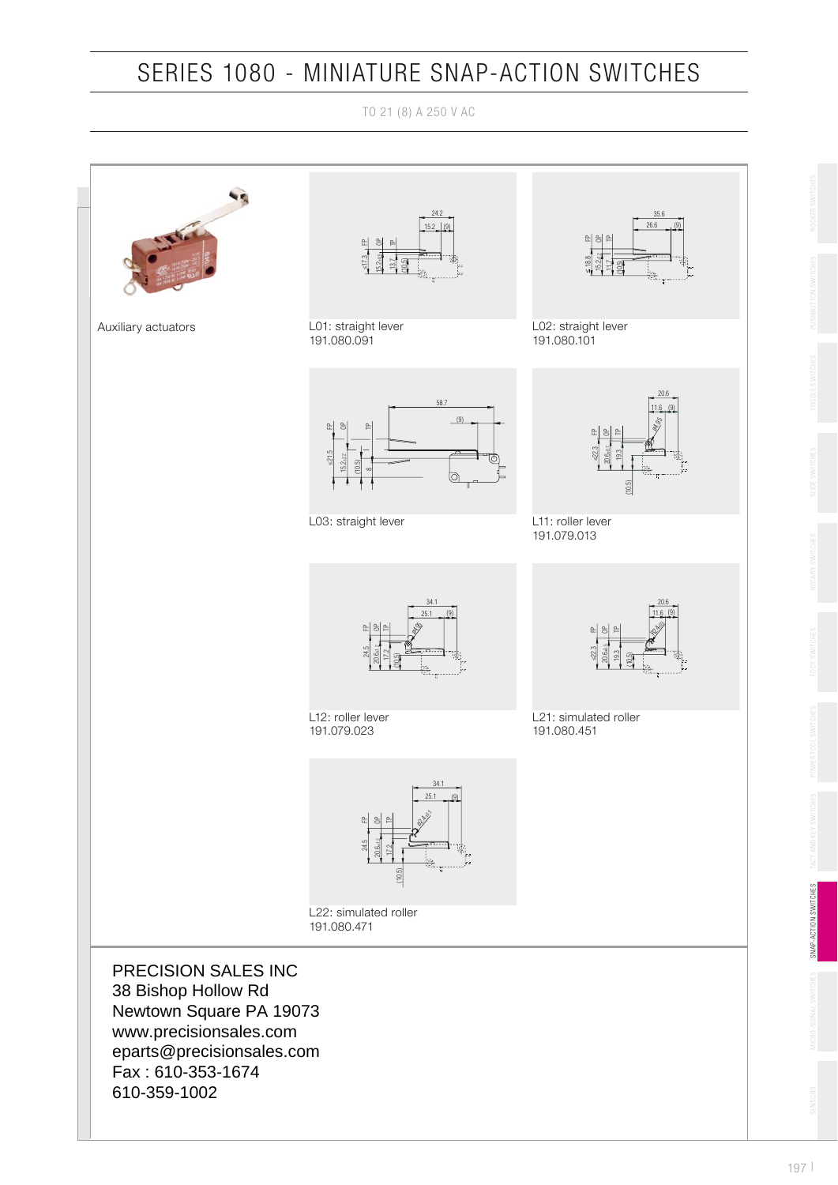# SERIES 1080 - MINIATURE SNAP-ACTION SWITCHES

TO 21 (8) A 250 V AC

Auxiliary actuators

L01: straight lever
191.080.091

L02: straight lever
191.080.101

L03: straight lever

L11: roller lever
191.079.013

L12: roller lever
191.079.023

L21: simulated roller
191.080.451

L22: simulated roller
191.080.471

PRECISION SALES INC
38 Bishop Hollow Rd
Newtown Square PA 19073
www.precisionsales.com
eparts@precisionsales.com
Fax : 610-353-1674
610-359-1002